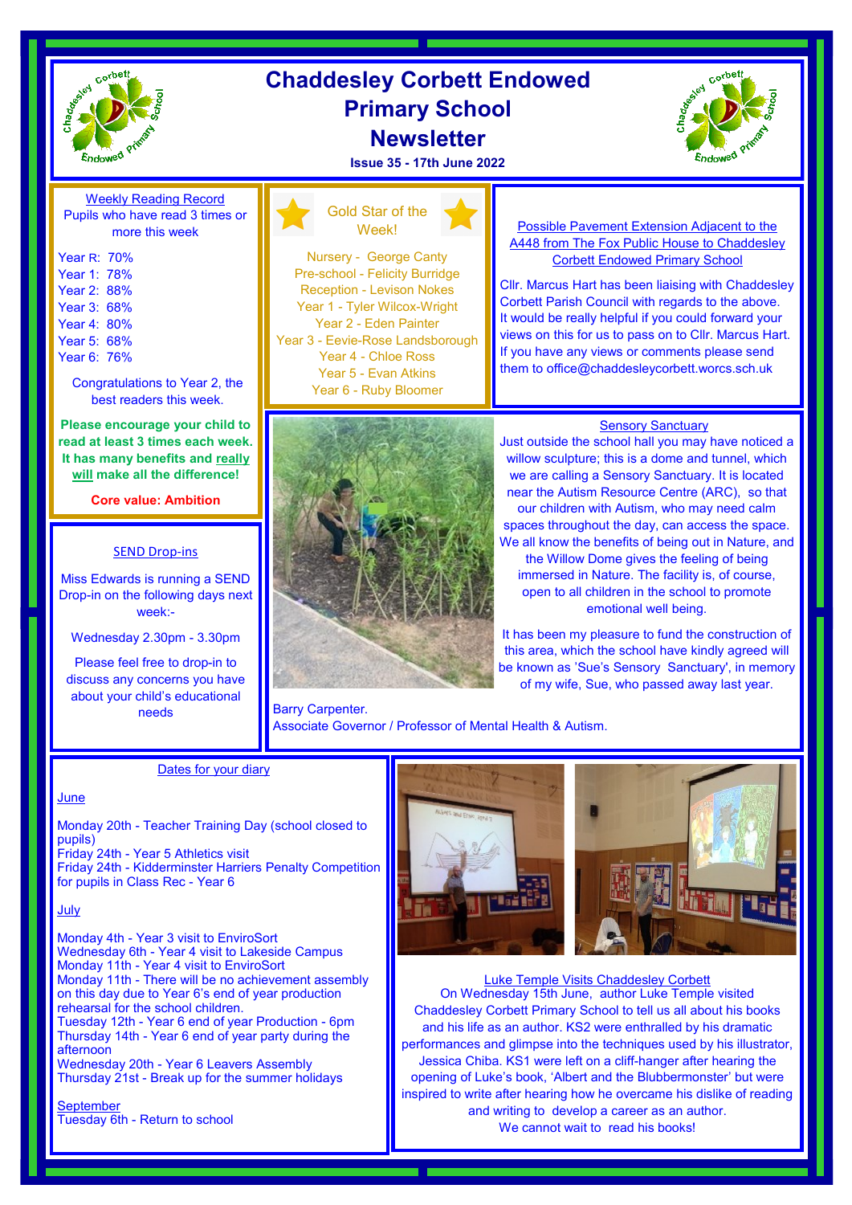# Chaddesley Corbett Endowed Primary School Newsletter

**Issue 35 - 17th June 2022**

## Weekly Reading Record

Pupils who have read 3 times or more this week

Year R: 70%
Year 1: 78%
Year 2: 88%
Year 3: 68%
Year 4: 80%
Year 5: 68%
Year 6: 76%

Congratulations to Year 2, the best readers this week.

**Please encourage your child to read at least 3 times each week. It has many benefits and really will make all the difference!**

**Core value: Ambition**

## Gold Star of the Week!

Nursery - George Canty
Pre-school - Felicity Burridge
Reception - Levison Nokes
Year 1 - Tyler Wilcox-Wright
Year 2 - Eden Painter
Year 3 - Eevie-Rose Landsborough
Year 4 - Chloe Ross
Year 5 - Evan Atkins
Year 6 - Ruby Bloomer

## Possible Pavement Extension Adjacent to the A448 from The Fox Public House to Chaddesley Corbett Endowed Primary School

Cllr. Marcus Hart has been liaising with Chaddesley Corbett Parish Council with regards to the above. It would be really helpful if you could forward your views on this for us to pass on to Cllr. Marcus Hart. If you have any views or comments please send them to office@chaddesleycorbett.worcs.sch.uk

## SEND Drop-ins

Miss Edwards is running a SEND Drop-in on the following days next week:-

Wednesday 2.30pm - 3.30pm

Please feel free to drop-in to discuss any concerns you have about your child's educational needs

## Sensory Sanctuary

Just outside the school hall you may have noticed a willow sculpture; this is a dome and tunnel, which we are calling a Sensory Sanctuary. It is located near the Autism Resource Centre (ARC), so that our children with Autism, who may need calm spaces throughout the day, can access the space. We all know the benefits of being out in Nature, and the Willow Dome gives the feeling of being immersed in Nature. The facility is, of course, open to all children in the school to promote emotional well being.

It has been my pleasure to fund the construction of this area, which the school have kindly agreed will be known as 'Sue's Sensory Sanctuary', in memory of my wife, Sue, who passed away last year.

Barry Carpenter.
Associate Governor / Professor of Mental Health & Autism.

## Dates for your diary

**June**

Monday 20th - Teacher Training Day (school closed to pupils)
Friday 24th - Year 5 Athletics visit
Friday 24th - Kidderminster Harriers Penalty Competition for pupils in Class Rec - Year 6

**July**

Monday 4th - Year 3 visit to EnviroSort
Wednesday 6th - Year 4 visit to Lakeside Campus
Monday 11th - Year 4 visit to EnviroSort
Monday 11th - There will be no achievement assembly on this day due to Year 6's end of year production rehearsal for the school children.
Tuesday 12th - Year 6 end of year Production - 6pm
Thursday 14th - Year 6 end of year party during the afternoon
Wednesday 20th - Year 6 Leavers Assembly
Thursday 21st - Break up for the summer holidays

**September**

Tuesday 6th - Return to school

## Luke Temple Visits Chaddesley Corbett

On Wednesday 15th June, author Luke Temple visited Chaddesley Corbett Primary School to tell us all about his books and his life as an author. KS2 were enthralled by his dramatic performances and glimpse into the techniques used by his illustrator, Jessica Chiba. KS1 were left on a cliff-hanger after hearing the opening of Luke's book, 'Albert and the Blubbermonster' but were inspired to write after hearing how he overcame his dislike of reading and writing to develop a career as an author.
We cannot wait to read his books!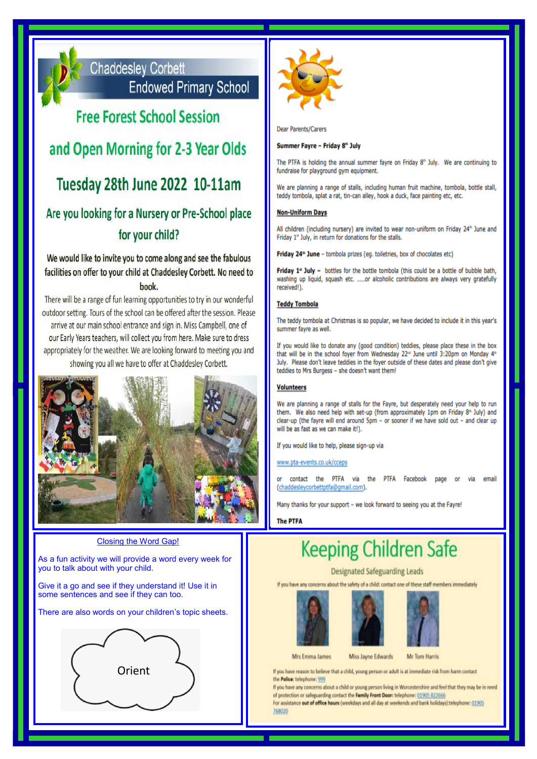# Chaddesley Corbett Endowed Primary School

## Free Forest School Session and Open Morning for 2-3 Year Olds

## Tuesday 28th June 2022 10-11am

### Are you looking for a Nursery or Pre-School place for your child?

**We would like to invite you to come along and see the fabulous facilities on offer to your child at Chaddesley Corbett. No need to book.**

There will be a range of fun learning opportunities to try in our wonderful outdoor setting. Tours of the school can be offered after the session. Please arrive at our main school entrance and sign in. Miss Campbell, one of our Early Years teachers, will collect you from here. Make sure to dress appropriately for the weather. We are looking forward to meeting you and showing you all we have to offer at Chaddesley Corbett.

Dear Parents/Carers

**Summer Fayre – Friday 8th July**

The PTFA is holding the annual summer fayre on Friday 8th July. We are continuing to fundraise for playground gym equipment.

We are planning a range of stalls, including human fruit machine, tombola, bottle stall, teddy tombola, splat a rat, tin-can alley, hook a duck, face painting etc, etc.

**Non-Uniform Days**

All children (including nursery) are invited to wear non-uniform on Friday 24th June and Friday 1st July, in return for donations for the stalls.

**Friday 24th June** – tombola prizes (eg. toiletries, box of chocolates etc)

**Friday 1st July** – bottles for the bottle tombola (this could be a bottle of bubble bath, washing up liquid, squash etc. ……or alcoholic contributions are always very gratefully received!).

**Teddy Tombola**

The teddy tombola at Christmas is so popular, we have decided to include it in this year's summer fayre as well.

If you would like to donate any (good condition) teddies, please place these in the box that will be in the school foyer from Wednesday 22nd June until 3:20pm on Monday 4th July. Please don't leave teddies in the foyer outside of these dates and please don't give teddies to Mrs Burgess – she doesn't want them!

**Volunteers**

We are planning a range of stalls for the Fayre, but desperately need your help to run them. We also need help with set-up (from approximately 1pm on Friday 8th July) and clear-up (the fayre will end around 5pm – or sooner if we have sold out – and clear up will be as fast as we can make it!).

If you would like to help, please sign-up via

www.pta-events.co.uk/cceps

or contact the PTFA via the PTFA Facebook page or via email (chaddesleycorbettptfa@gmail.com).

Many thanks for your support – we look forward to seeing you at the Fayre!

**The PTFA**

## Closing the Word Gap!

As a fun activity we will provide a word every week for you to talk about with your child.

Give it a go and see if they understand it! Use it in some sentences and see if they can too.

There are also words on your children's topic sheets.

Orient

## Keeping Children Safe

### Designated Safeguarding Leads

If you have any concerns about the safety of a child: contact one of these staff members immediately

Mrs Emma James

Miss Jayne Edwards

Mr Tom Harris

If you have reason to believe that a child, young person or adult is at immediate risk from harm contact the **Police**: telephone: 999

If you have any concerns about a child or young person living in Worcestershire and feel that they may be in need of protection or safeguarding contact the **Family Front Door**: telephone: 01905 822666

For assistance **out of office hours** (weekdays and all day at weekends and bank holidays):telephone: 01905 768020